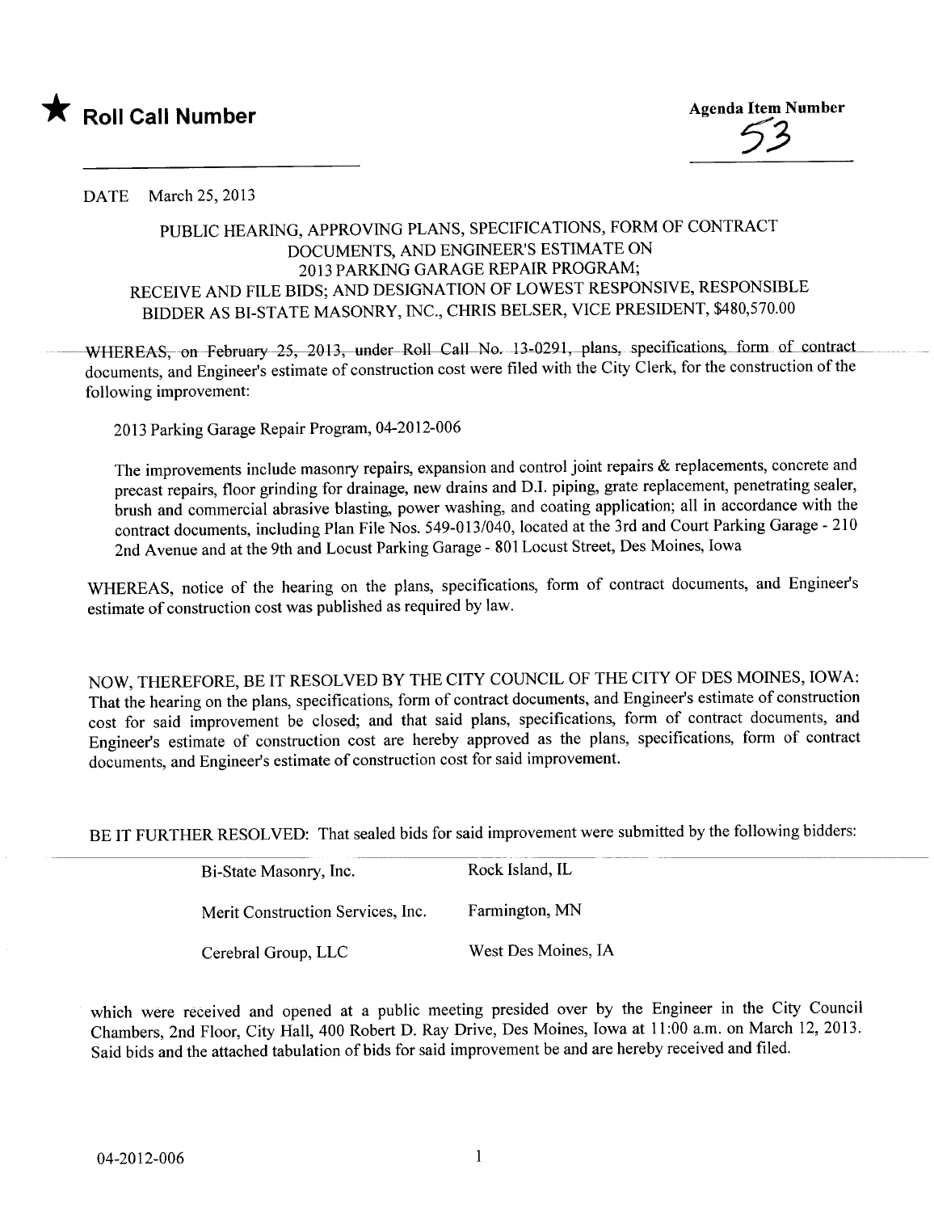★ **Roll Call Number**

**Agenda Item Number**

53

DATE March 25, 2013

PUBLIC HEARING, APPROVING PLANS, SPECIFICATIONS, FORM OF CONTRACT DOCUMENTS, AND ENGINEER'S ESTIMATE ON 2013 PARKING GARAGE REPAIR PROGRAM; RECEIVE AND FILE BIDS; AND DESIGNATION OF LOWEST RESPONSIVE, RESPONSIBLE BIDDER AS BI-STATE MASONRY, INC., CHRIS BELSER, VICE PRESIDENT, $480,570.00

WHEREAS, on February 25, 2013, under Roll Call No. 13-0291, plans, specifications, form of contract documents, and Engineer's estimate of construction cost were filed with the City Clerk, for the construction of the following improvement:

2013 Parking Garage Repair Program, 04-2012-006

The improvements include masonry repairs, expansion and control joint repairs & replacements, concrete and precast repairs, floor grinding for drainage, new drains and D.I. piping, grate replacement, penetrating sealer, brush and commercial abrasive blasting, power washing, and coating application; all in accordance with the contract documents, including Plan File Nos. 549-013/040, located at the 3rd and Court Parking Garage - 210 2nd Avenue and at the 9th and Locust Parking Garage - 801 Locust Street, Des Moines, Iowa

WHEREAS, notice of the hearing on the plans, specifications, form of contract documents, and Engineer's estimate of construction cost was published as required by law.

NOW, THEREFORE, BE IT RESOLVED BY THE CITY COUNCIL OF THE CITY OF DES MOINES, IOWA: That the hearing on the plans, specifications, form of contract documents, and Engineer's estimate of construction cost for said improvement be closed; and that said plans, specifications, form of contract documents, and Engineer's estimate of construction cost are hereby approved as the plans, specifications, form of contract documents, and Engineer's estimate of construction cost for said improvement.

BE IT FURTHER RESOLVED: That sealed bids for said improvement were submitted by the following bidders:

| | |
|---|---|
| Bi-State Masonry, Inc. | Rock Island, IL |
| Merit Construction Services, Inc. | Farmington, MN |
| Cerebral Group, LLC | West Des Moines, IA |

which were received and opened at a public meeting presided over by the Engineer in the City Council Chambers, 2nd Floor, City Hall, 400 Robert D. Ray Drive, Des Moines, Iowa at 11:00 a.m. on March 12, 2013. Said bids and the attached tabulation of bids for said improvement be and are hereby received and filed.

04-2012-006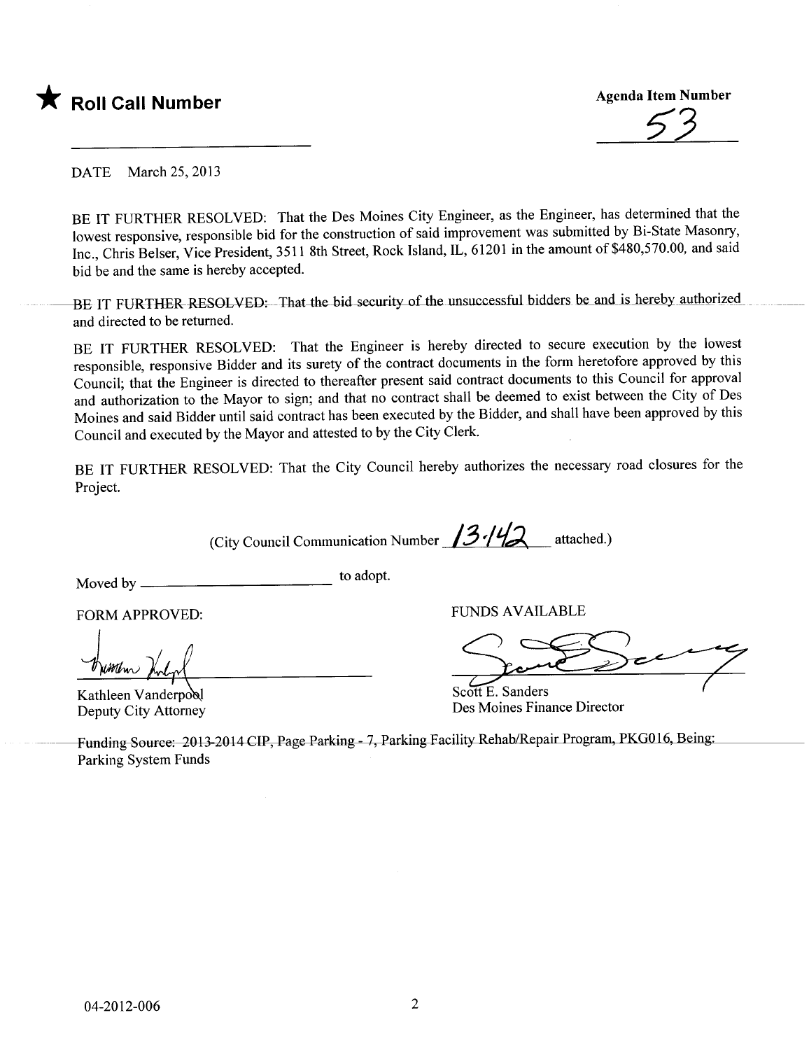★ **Roll Call Number**

**Agenda Item Number**

53

DATE March 25, 2013

BE IT FURTHER RESOLVED: That the Des Moines City Engineer, as the Engineer, has determined that the lowest responsive, responsible bid for the construction of said improvement was submitted by Bi-State Masonry, Inc., Chris Belser, Vice President, 3511 8th Street, Rock Island, IL, 61201 in the amount of $480,570.00, and said bid be and the same is hereby accepted.

BE IT FURTHER RESOLVED: That the bid security of the unsuccessful bidders be and is hereby authorized and directed to be returned.

BE IT FURTHER RESOLVED: That the Engineer is hereby directed to secure execution by the lowest responsible, responsive Bidder and its surety of the contract documents in the form heretofore approved by this Council; that the Engineer is directed to thereafter present said contract documents to this Council for approval and authorization to the Mayor to sign; and that no contract shall be deemed to exist between the City of Des Moines and said Bidder until said contract has been executed by the Bidder, and shall have been approved by this Council and executed by the Mayor and attested to by the City Clerk.

BE IT FURTHER RESOLVED: That the City Council hereby authorizes the necessary road closures for the Project.

(City Council Communication Number 13-142 attached.)

Moved by ______________________ to adopt.

FORM APPROVED:

Kathleen Vanderpool
Deputy City Attorney

FUNDS AVAILABLE

Scott E. Sanders
Des Moines Finance Director

Funding Source: 2013-2014 CIP, Page Parking - 7, Parking Facility Rehab/Repair Program, PKG016, Being: Parking System Funds

04-2012-006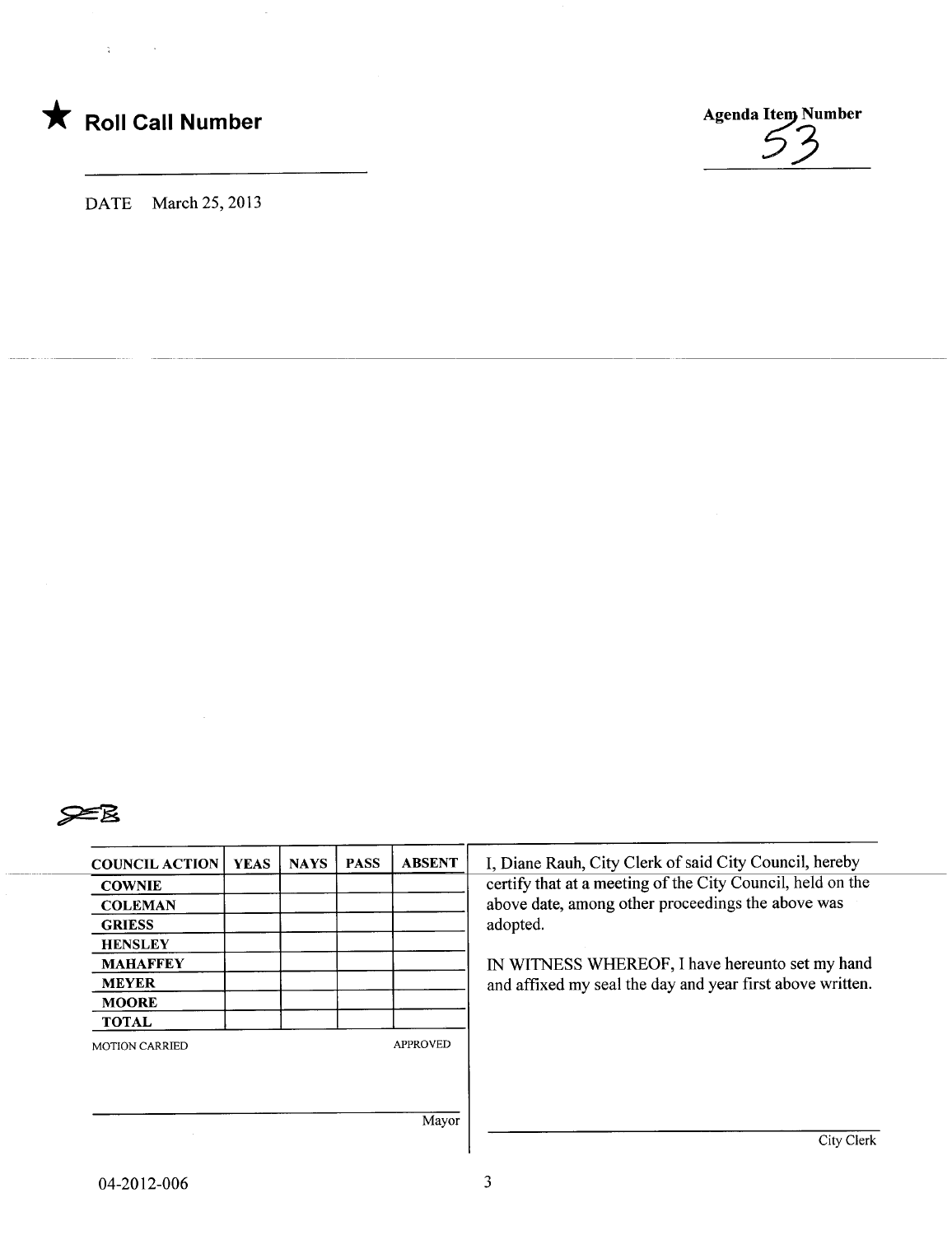★ **Roll Call Number**

**Agenda Item Number**
53

DATE March 25, 2013

| COUNCIL ACTION | YEAS | NAYS | PASS | ABSENT |
|---|---|---|---|---|
| COWNIE | | | | |
| COLEMAN | | | | |
| GRIESS | | | | |
| HENSLEY | | | | |
| MAHAFFEY | | | | |
| MEYER | | | | |
| MOORE | | | | |
| TOTAL | | | | |

MOTION CARRIED APPROVED

Mayor

I, Diane Rauh, City Clerk of said City Council, hereby certify that at a meeting of the City Council, held on the above date, among other proceedings the above was adopted.

IN WITNESS WHEREOF, I have hereunto set my hand and affixed my seal the day and year first above written.

City Clerk

04-2012-006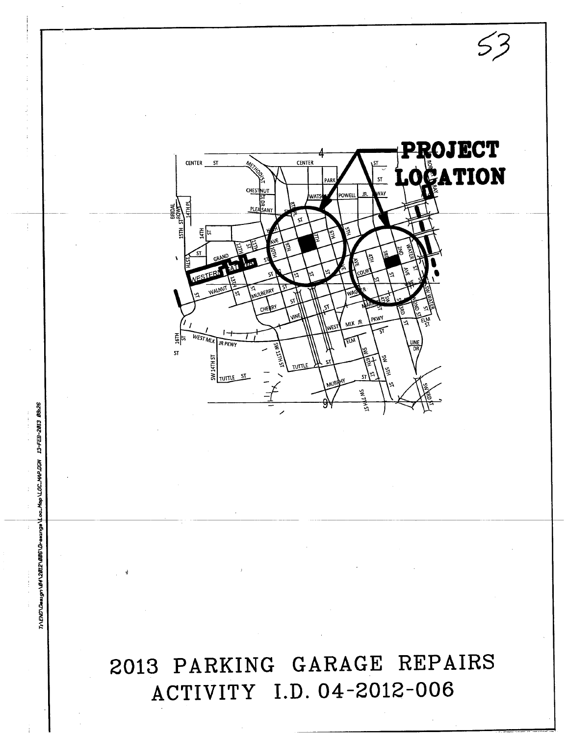PROJECT LOCATION

2013 PARKING GARAGE REPAIRS
ACTIVITY I.D. 04-2012-006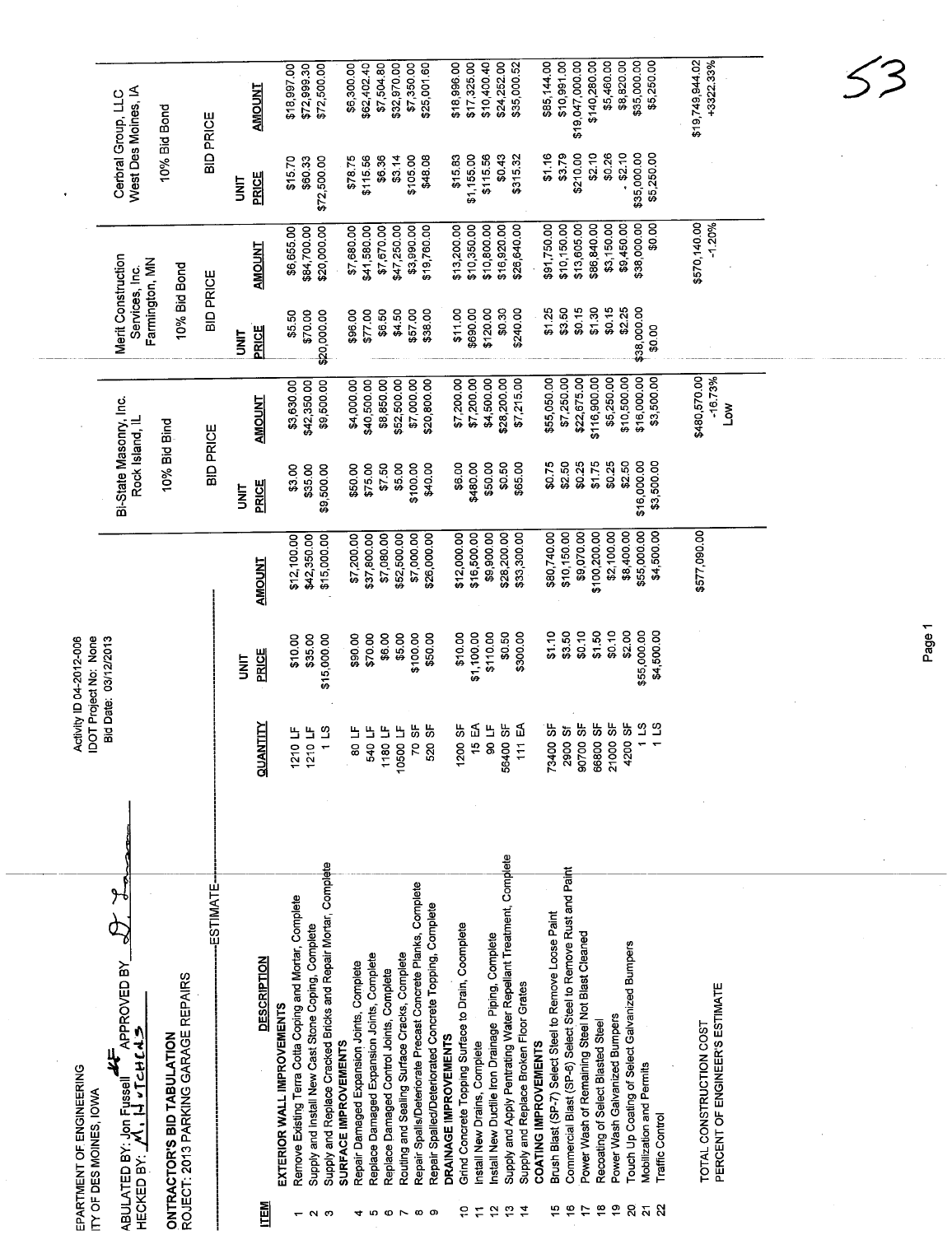EPARTMENT OF ENGINEERING
ITY OF DES MOINES, IOWA

ABULATED BY: Jon Fussell APPROVED BY
HECKED BY: M. Hutchens

ONTRACTOR'S BID TABULATION
ROJECT: 2013 PARKING GARAGE REPAIRS

Activity ID 04-2012-006
IDOT Project No: None
Bid Date: 03/12/2013

53

| ITEM | DESCRIPTION | QUANTITY | ESTIMATE UNIT PRICE | ESTIMATE AMOUNT | Bi-State Masonry, Inc. Rock Island, IL 10% Bid Bind UNIT PRICE | Bi-State Masonry AMOUNT | Merit Construction Services, Inc. Farmington, MN 10% Bid Bond UNIT PRICE | Merit AMOUNT | Cerbral Group, LLC West Des Moines, IA 10% Bid Bond UNIT PRICE | Cerbral AMOUNT |
|---|---|---|---|---|---|---|---|---|---|---|
| | **EXTERIOR WALL IMPROVEMENTS** | | | | | | | | | |
| 1 | Remove Existing Terra Cotta Coping and Mortar, Complete | 1210 LF | $10.00 | $12,100.00 | $3.00 | $3,630.00 | $5.50 | $6,655.00 | $15.70 | $18,997.00 |
| 2 | Supply and Install New Cast Stone Coping, Complete | 1210 LF | $35.00 | $42,350.00 | $35.00 | $42,350.00 | $70.00 | $84,700.00 | $60.33 | $72,999.30 |
| 3 | Supply and Replace Cracked Bricks and Repair Mortar, Complete | 1 LS | $15,000.00 | $15,000.00 | $9,500.00 | $9,500.00 | $20,000.00 | $20,000.00 | $72,500.00 | $72,500.00 |
| | **SURFACE IMPROVEMENTS** | | | | | | | | | |
| 4 | Repair Damaged Expansion Joints, Complete | 80 LF | $90.00 | $7,200.00 | $50.00 | $4,000.00 | $96.00 | $7,680.00 | $78.75 | $6,300.00 |
| 5 | Replace Damaged Expansion Joints, Complete | 540 LF | $70.00 | $37,800.00 | $75.00 | $40,500.00 | $77.00 | $41,580.00 | $115.56 | $62,402.40 |
| 6 | Replace Damaged Control Joints, Complete | 1180 LF | $6.00 | $7,080.00 | $7.50 | $8,850.00 | $6.50 | $7,670.00 | $6.36 | $7,504.80 |
| 7 | Routing and Sealing Surface Cracks, Complete | 10500 LF | $5.00 | $52,500.00 | $5.00 | $52,500.00 | $4.50 | $47,250.00 | $3.14 | $32,970.00 |
| 8 | Repair Spalls/Deteriorate Precast Concrete Planks, Complete | 70 SF | $100.00 | $7,000.00 | $100.00 | $7,000.00 | $57.00 | $3,990.00 | $105.00 | $7,350.00 |
| 9 | Repair Spalled/Deteriorated Concrete Topping, Complete | 520 SF | $50.00 | $26,000.00 | $40.00 | $20,800.00 | $38.00 | $19,760.00 | $48.08 | $25,001.60 |
| | **DRAINAGE IMPROVEMENTS** | | | | | | | | | |
| 10 | Grind Concrete Topping Surface to Drain, Coomplete | 1200 SF | $10.00 | $12,000.00 | $6.00 | $7,200.00 | $11.00 | $13,200.00 | $15.83 | $18,996.00 |
| 11 | Install New Drains, Complete | 15 EA | $1,100.00 | $16,500.00 | $480.00 | $7,200.00 | $690.00 | $10,350.00 | $1,155.00 | $17,325.00 |
| 12 | Install New Ductile Iron Drainage Piping, Complete | 90 LF | $110.00 | $9,900.00 | $50.00 | $4,500.00 | $120.00 | $10,800.00 | $115.56 | $10,400.40 |
| 13 | Supply and Apply Pentrating Water Repellant Treatment, Complete | 56400 SF | $0.50 | $28,200.00 | $0.50 | $28,200.00 | $0.30 | $16,920.00 | $0.43 | $24,252.00 |
| 14 | Supply and Replace Broken Floor Grates | 111 EA | $300.00 | $33,300.00 | $65.00 | $7,215.00 | $240.00 | $26,640.00 | $315.32 | $35,000.52 |
| | **COATING IMPROVEMENTS** | | | | | | | | | |
| 15 | Brush Blast (SP-7) Select Steel to Remove Loose Paint | 73400 SF | $1.10 | $80,740.00 | $0.75 | $55,050.00 | $1.25 | $91,750.00 | $1.16 | $85,144.00 |
| 16 | Commercial Blast (SP-6) Select Steel to Remove Rust and Paint | 2900 Sf | $3.50 | $10,150.00 | $2.50 | $7,250.00 | $3.50 | $10,150.00 | $3.79 | $10,991.00 |
| 17 | Power Wash of Remaining Steel Not Blast Cleaned | 90700 SF | $0.10 | $9,070.00 | $0.25 | $22,675.00 | $0.15 | $13,605.00 | $210.00 | $19,047,000.00 |
| 18 | Recoating of Select Blasted Steel | 66800 SF | $1.50 | $100,200.00 | $1.75 | $116,900.00 | $1.30 | $86,840.00 | $2.10 | $140,280.00 |
| 19 | Power Wash Galvanized Bumpers | 21000 SF | $0.10 | $2,100.00 | $0.25 | $5,250.00 | $0.15 | $3,150.00 | $0.26 | $5,460.00 |
| 20 | Touch Up Coating of Select Galvanized Bumpers | 4200 SF | $2.00 | $8,400.00 | $2.50 | $10,500.00 | $2.25 | $9,450.00 | $2.10 | $8,820.00 |
| 21 | Mobilization and Permits | 1 LS | $55,000.00 | $55,000.00 | $16,000.00 | $16,000.00 | $38,000.00 | $38,000.00 | $35,000.00 | $35,000.00 |
| 22 | Traffic Control | 1 LS | $4,500.00 | $4,500.00 | $3,500.00 | $3,500.00 | $0.00 | $0.00 | $5,250.00 | $5,250.00 |
| | TOTAL CONSTRUCTION COST | | | $577,090.00 | | $480,570.00 | | $570,140.00 | | $19,749,944.02 |
| | PERCENT OF ENGINEER'S ESTIMATE | | | | | -16.73% Low | | -1.20% | | +3322.33% |